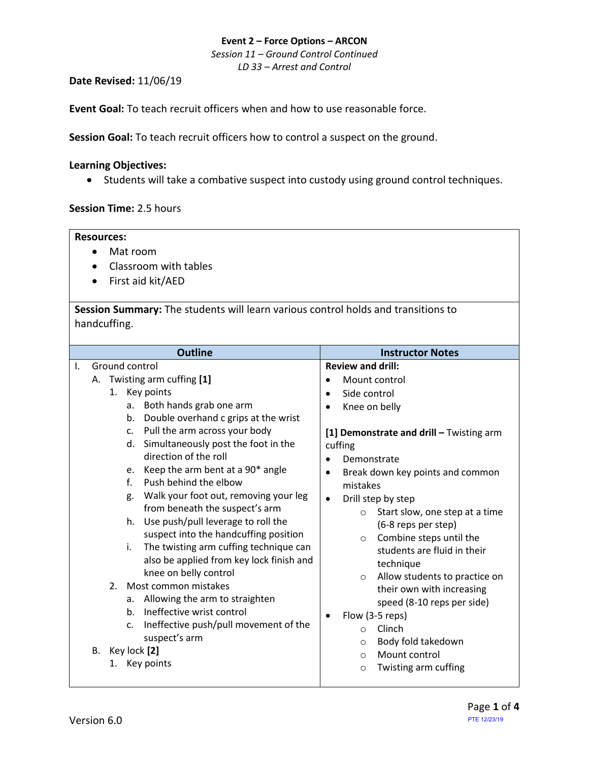**Event 2 – Force Options – ARCON**
*Session 11 – Ground Control Continued*
*LD 33 – Arrest and Control*

**Date Revised:** 11/06/19

**Event Goal:** To teach recruit officers when and how to use reasonable force.

**Session Goal:** To teach recruit officers how to control a suspect on the ground.

**Learning Objectives:**

- Students will take a combative suspect into custody using ground control techniques.

**Session Time:** 2.5 hours

**Resources:**

- Mat room
- Classroom with tables
- First aid kit/AED

**Session Summary:** The students will learn various control holds and transitions to handcuffing.

| Outline | Instructor Notes |
|---|---|
| I. Ground control<br>A. Twisting arm cuffing **[1]**<br>1. Key points<br>a. Both hands grab one arm<br>b. Double overhand c grips at the wrist<br>c. Pull the arm across your body<br>d. Simultaneously post the foot in the direction of the roll<br>e. Keep the arm bent at a 90* angle<br>f. Push behind the elbow<br>g. Walk your foot out, removing your leg from beneath the suspect's arm<br>h. Use push/pull leverage to roll the suspect into the handcuffing position<br>i. The twisting arm cuffing technique can also be applied from key lock finish and knee on belly control<br>2. Most common mistakes<br>a. Allowing the arm to straighten<br>b. Ineffective wrist control<br>c. Ineffective push/pull movement of the suspect's arm<br>B. Key lock **[2]**<br>1. Key points | **Review and drill:**<br>• Mount control<br>• Side control<br>• Knee on belly<br><br>**[1] Demonstrate and drill –** Twisting arm cuffing<br>• Demonstrate<br>• Break down key points and common mistakes<br>• Drill step by step<br>○ Start slow, one step at a time (6-8 reps per step)<br>○ Combine steps until the students are fluid in their technique<br>○ Allow students to practice on their own with increasing speed (8-10 reps per side)<br>• Flow (3-5 reps)<br>○ Clinch<br>○ Body fold takedown<br>○ Mount control<br>○ Twisting arm cuffing |

Version 6.0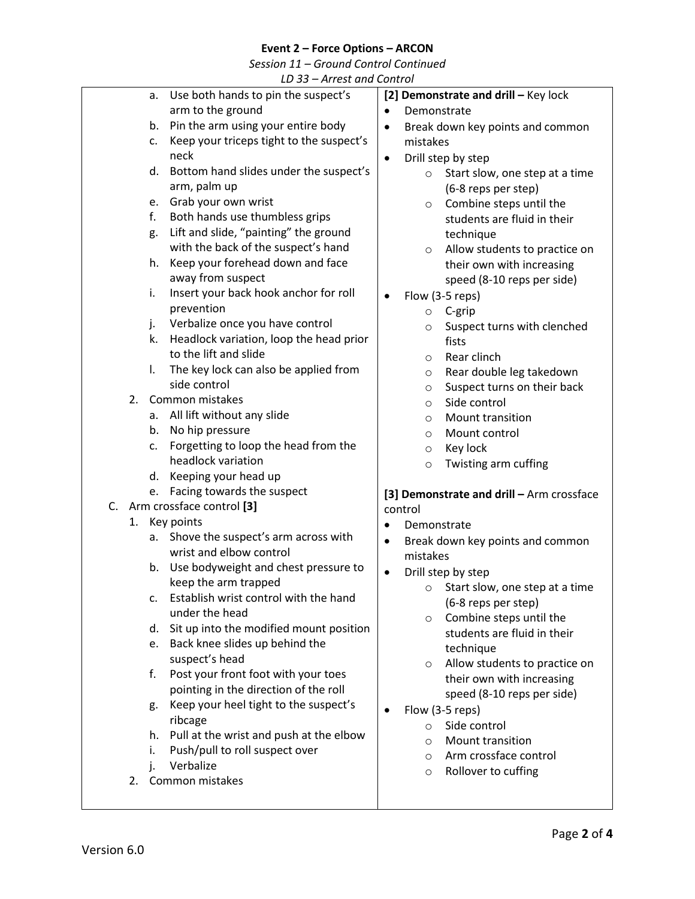**Event 2 – Force Options – ARCON**

*Session 11 – Ground Control Continued*

*LD 33 – Arrest and Control*

| | |
|---|---|
| a. Use both hands to pin the suspect's arm to the ground<br>b. Pin the arm using your entire body<br>c. Keep your triceps tight to the suspect's neck<br>d. Bottom hand slides under the suspect's arm, palm up<br>e. Grab your own wrist<br>f. Both hands use thumbless grips<br>g. Lift and slide, "painting" the ground with the back of the suspect's hand<br>h. Keep your forehead down and face away from suspect<br>i. Insert your back hook anchor for roll prevention<br>j. Verbalize once you have control<br>k. Headlock variation, loop the head prior to the lift and slide<br>l. The key lock can also be applied from side control<br>2. Common mistakes<br>a. All lift without any slide<br>b. No hip pressure<br>c. Forgetting to loop the head from the headlock variation<br>d. Keeping your head up<br>e. Facing towards the suspect<br>C. Arm crossface control **[3]**<br>1. Key points<br>a. Shove the suspect's arm across with wrist and elbow control<br>b. Use bodyweight and chest pressure to keep the arm trapped<br>c. Establish wrist control with the hand under the head<br>d. Sit up into the modified mount position<br>e. Back knee slides up behind the suspect's head<br>f. Post your front foot with your toes pointing in the direction of the roll<br>g. Keep your heel tight to the suspect's ribcage<br>h. Pull at the wrist and push at the elbow<br>i. Push/pull to roll suspect over<br>j. Verbalize<br>2. Common mistakes | **[2] Demonstrate and drill –** Key lock<br>• Demonstrate<br>• Break down key points and common mistakes<br>• Drill step by step<br>o Start slow, one step at a time (6-8 reps per step)<br>o Combine steps until the students are fluid in their technique<br>o Allow students to practice on their own with increasing speed (8-10 reps per side)<br>• Flow (3-5 reps)<br>o C-grip<br>o Suspect turns with clenched fists<br>o Rear clinch<br>o Rear double leg takedown<br>o Suspect turns on their back<br>o Side control<br>o Mount transition<br>o Mount control<br>o Key lock<br>o Twisting arm cuffing<br><br>**[3] Demonstrate and drill –** Arm crossface control<br>• Demonstrate<br>• Break down key points and common mistakes<br>• Drill step by step<br>o Start slow, one step at a time (6-8 reps per step)<br>o Combine steps until the students are fluid in their technique<br>o Allow students to practice on their own with increasing speed (8-10 reps per side)<br>• Flow (3-5 reps)<br>o Side control<br>o Mount transition<br>o Arm crossface control<br>o Rollover to cuffing |

Version 6.0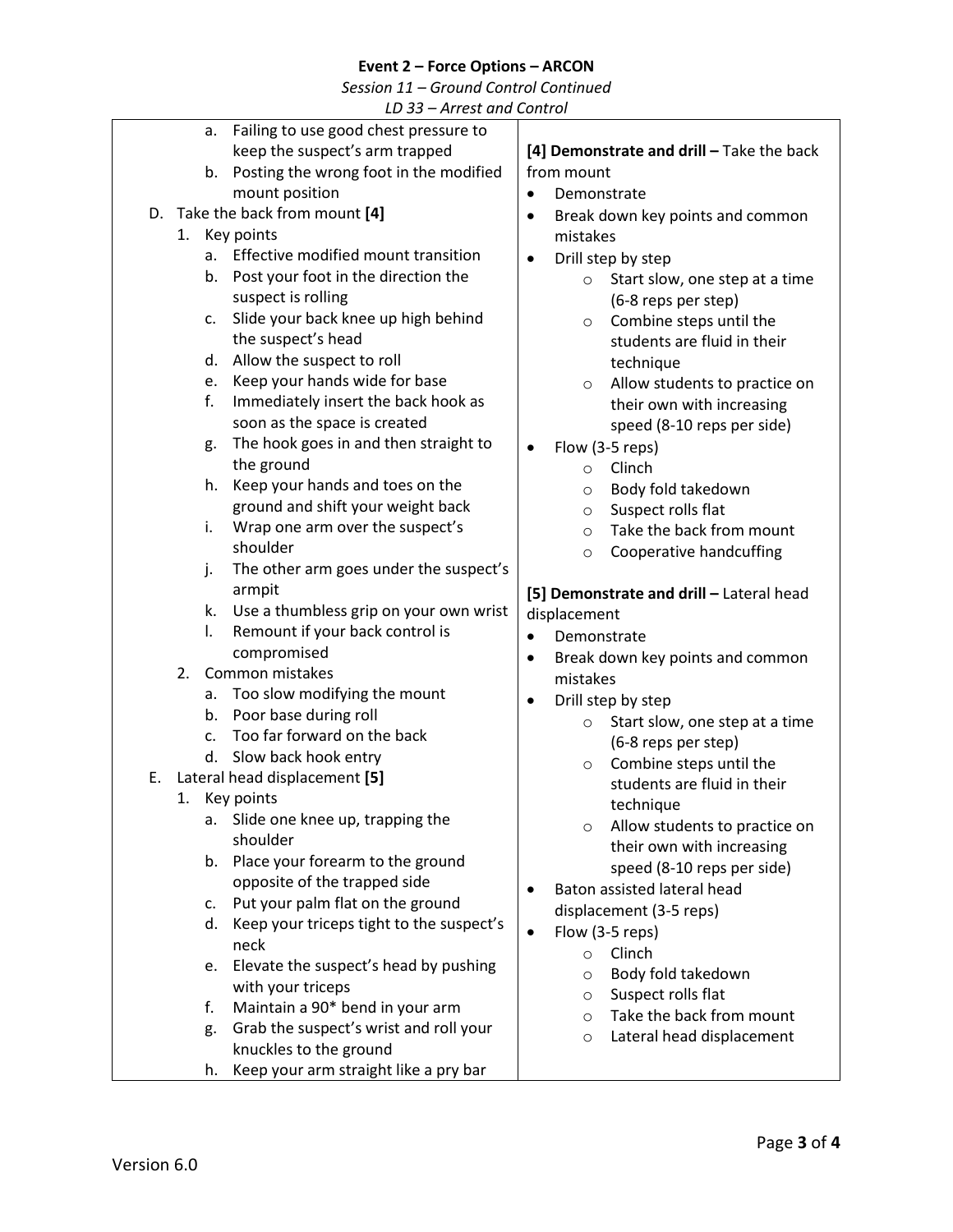**Event 2 – Force Options – ARCON**

*Session 11 – Ground Control Continued*

*LD 33 – Arrest and Control*

| | |
|---|---|
| a. Failing to use good chest pressure to keep the suspect's arm trapped<br>b. Posting the wrong foot in the modified mount position<br>D. Take the back from mount **[4]**<br>1. Key points<br>a. Effective modified mount transition<br>b. Post your foot in the direction the suspect is rolling<br>c. Slide your back knee up high behind the suspect's head<br>d. Allow the suspect to roll<br>e. Keep your hands wide for base<br>f. Immediately insert the back hook as soon as the space is created<br>g. The hook goes in and then straight to the ground<br>h. Keep your hands and toes on the ground and shift your weight back<br>i. Wrap one arm over the suspect's shoulder<br>j. The other arm goes under the suspect's armpit<br>k. Use a thumbless grip on your own wrist<br>l. Remount if your back control is compromised<br>2. Common mistakes<br>a. Too slow modifying the mount<br>b. Poor base during roll<br>c. Too far forward on the back<br>d. Slow back hook entry<br>E. Lateral head displacement **[5]**<br>1. Key points<br>a. Slide one knee up, trapping the shoulder<br>b. Place your forearm to the ground opposite of the trapped side<br>c. Put your palm flat on the ground<br>d. Keep your triceps tight to the suspect's neck<br>e. Elevate the suspect's head by pushing with your triceps<br>f. Maintain a 90* bend in your arm<br>g. Grab the suspect's wrist and roll your knuckles to the ground<br>h. Keep your arm straight like a pry bar | **[4] Demonstrate and drill –** Take the back from mount<br>• Demonstrate<br>• Break down key points and common mistakes<br>• Drill step by step<br>○ Start slow, one step at a time (6-8 reps per step)<br>○ Combine steps until the students are fluid in their technique<br>○ Allow students to practice on their own with increasing speed (8-10 reps per side)<br>• Flow (3-5 reps)<br>○ Clinch<br>○ Body fold takedown<br>○ Suspect rolls flat<br>○ Take the back from mount<br>○ Cooperative handcuffing<br><br>**[5] Demonstrate and drill –** Lateral head displacement<br>• Demonstrate<br>• Break down key points and common mistakes<br>• Drill step by step<br>○ Start slow, one step at a time (6-8 reps per step)<br>○ Combine steps until the students are fluid in their technique<br>○ Allow students to practice on their own with increasing speed (8-10 reps per side)<br>• Baton assisted lateral head displacement (3-5 reps)<br>• Flow (3-5 reps)<br>○ Clinch<br>○ Body fold takedown<br>○ Suspect rolls flat<br>○ Take the back from mount<br>○ Lateral head displacement |

Version 6.0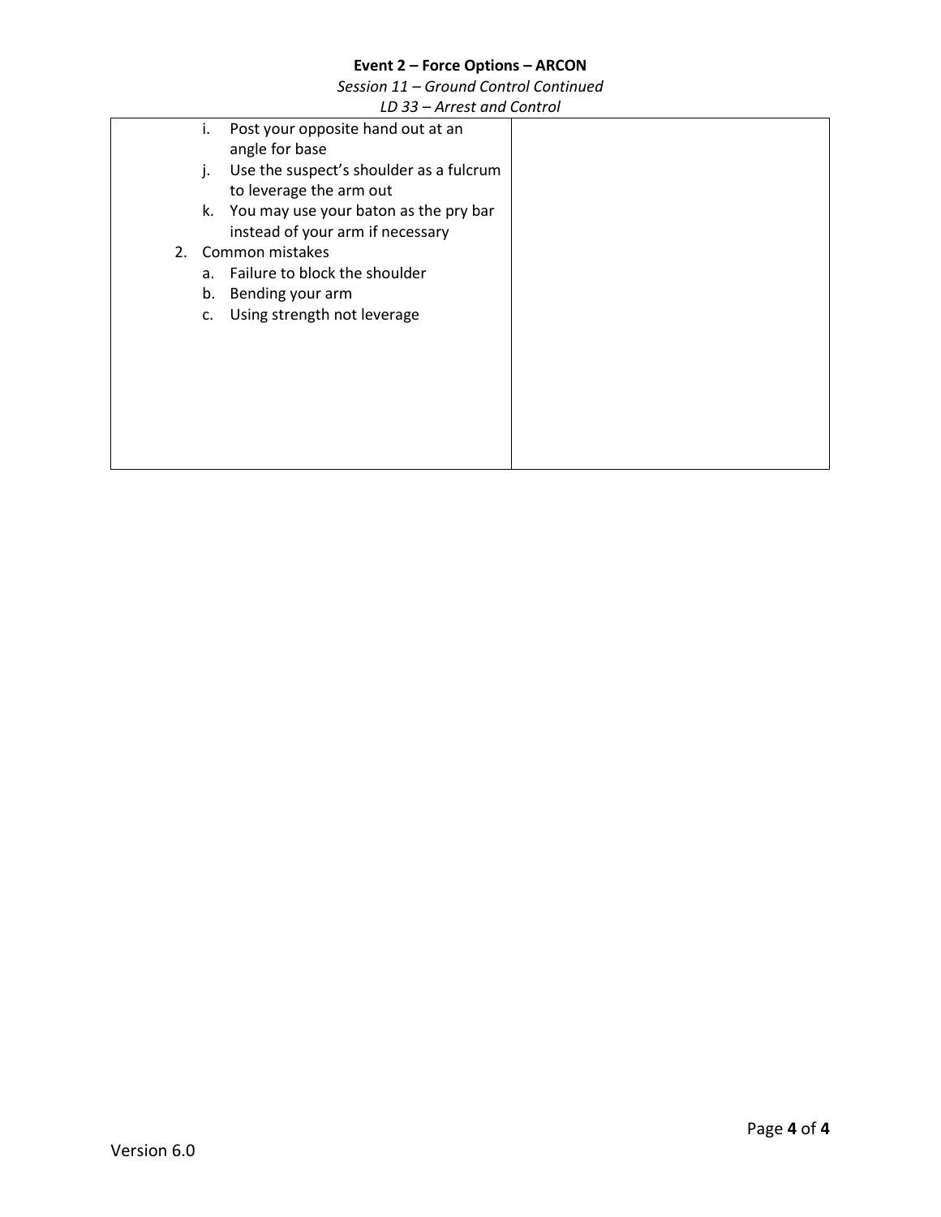| | |
|---|---|
| i. Post your opposite hand out at an angle for base<br>j. Use the suspect's shoulder as a fulcrum to leverage the arm out<br>k. You may use your baton as the pry bar instead of your arm if necessary<br>2. Common mistakes<br>a. Failure to block the shoulder<br>b. Bending your arm<br>c. Using strength not leverage | |